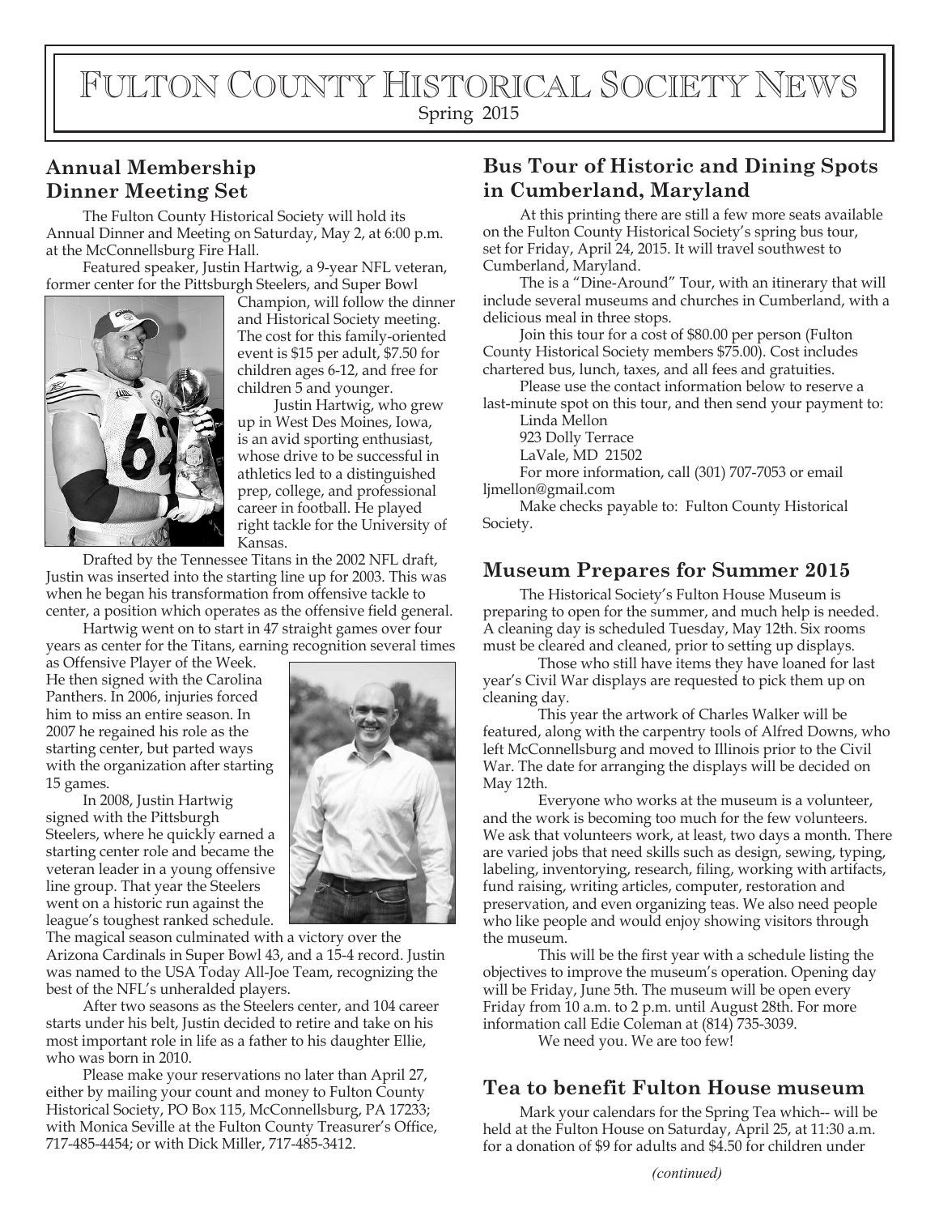# Fulton County Historical Society News

Spring 2015

## Annual Membership Dinner Meeting Set

The Fulton County Historical Society will hold its Annual Dinner and Meeting on Saturday, May 2, at 6:00 p.m. at the McConnellsburg Fire Hall.

Featured speaker, Justin Hartwig, a 9-year NFL veteran, former center for the Pittsburgh Steelers, and Super Bowl Champion, will follow the dinner and Historical Society meeting. The cost for this family-oriented event is $15 per adult, $7.50 for children ages 6-12, and free for children 5 and younger.

Justin Hartwig, who grew up in West Des Moines, Iowa, is an avid sporting enthusiast, whose drive to be successful in athletics led to a distinguished prep, college, and professional career in football. He played right tackle for the University of Kansas.

Drafted by the Tennessee Titans in the 2002 NFL draft, Justin was inserted into the starting line up for 2003. This was when he began his transformation from offensive tackle to center, a position which operates as the offensive field general.

Hartwig went on to start in 47 straight games over four years as center for the Titans, earning recognition several times as Offensive Player of the Week. He then signed with the Carolina Panthers. In 2006, injuries forced him to miss an entire season. In 2007 he regained his role as the starting center, but parted ways with the organization after starting 15 games.

In 2008, Justin Hartwig signed with the Pittsburgh Steelers, where he quickly earned a starting center role and became the veteran leader in a young offensive line group. That year the Steelers went on a historic run against the league's toughest ranked schedule. The magical season culminated with a victory over the Arizona Cardinals in Super Bowl 43, and a 15-4 record. Justin was named to the USA Today All-Joe Team, recognizing the best of the NFL's unheralded players.

After two seasons as the Steelers center, and 104 career starts under his belt, Justin decided to retire and take on his most important role in life as a father to his daughter Ellie, who was born in 2010.

Please make your reservations no later than April 27, either by mailing your count and money to Fulton County Historical Society, PO Box 115, McConnellsburg, PA 17233; with Monica Seville at the Fulton County Treasurer's Office, 717-485-4454; or with Dick Miller, 717-485-3412.

## Bus Tour of Historic and Dining Spots in Cumberland, Maryland

At this printing there are still a few more seats available on the Fulton County Historical Society's spring bus tour, set for Friday, April 24, 2015. It will travel southwest to Cumberland, Maryland.

The is a "Dine-Around" Tour, with an itinerary that will include several museums and churches in Cumberland, with a delicious meal in three stops.

Join this tour for a cost of $80.00 per person (Fulton County Historical Society members $75.00). Cost includes chartered bus, lunch, taxes, and all fees and gratuities.

Please use the contact information below to reserve a last-minute spot on this tour, and then send your payment to:

Linda Mellon
923 Dolly Terrace
LaVale, MD 21502

For more information, call (301) 707-7053 or email ljmellon@gmail.com

Make checks payable to: Fulton County Historical Society.

## Museum Prepares for Summer 2015

The Historical Society's Fulton House Museum is preparing to open for the summer, and much help is needed. A cleaning day is scheduled Tuesday, May 12th. Six rooms must be cleared and cleaned, prior to setting up displays.

Those who still have items they have loaned for last year's Civil War displays are requested to pick them up on cleaning day.

This year the artwork of Charles Walker will be featured, along with the carpentry tools of Alfred Downs, who left McConnellsburg and moved to Illinois prior to the Civil War. The date for arranging the displays will be decided on May 12th.

Everyone who works at the museum is a volunteer, and the work is becoming too much for the few volunteers. We ask that volunteers work, at least, two days a month. There are varied jobs that need skills such as design, sewing, typing, labeling, inventorying, research, filing, working with artifacts, fund raising, writing articles, computer, restoration and preservation, and even organizing teas. We also need people who like people and would enjoy showing visitors through the museum.

This will be the first year with a schedule listing the objectives to improve the museum's operation. Opening day will be Friday, June 5th. The museum will be open every Friday from 10 a.m. to 2 p.m. until August 28th. For more information call Edie Coleman at (814) 735-3039.

We need you. We are too few!

## Tea to benefit Fulton House museum

Mark your calendars for the Spring Tea which-- will be held at the Fulton House on Saturday, April 25, at 11:30 a.m. for a donation of $9 for adults and $4.50 for children under

*(continued)*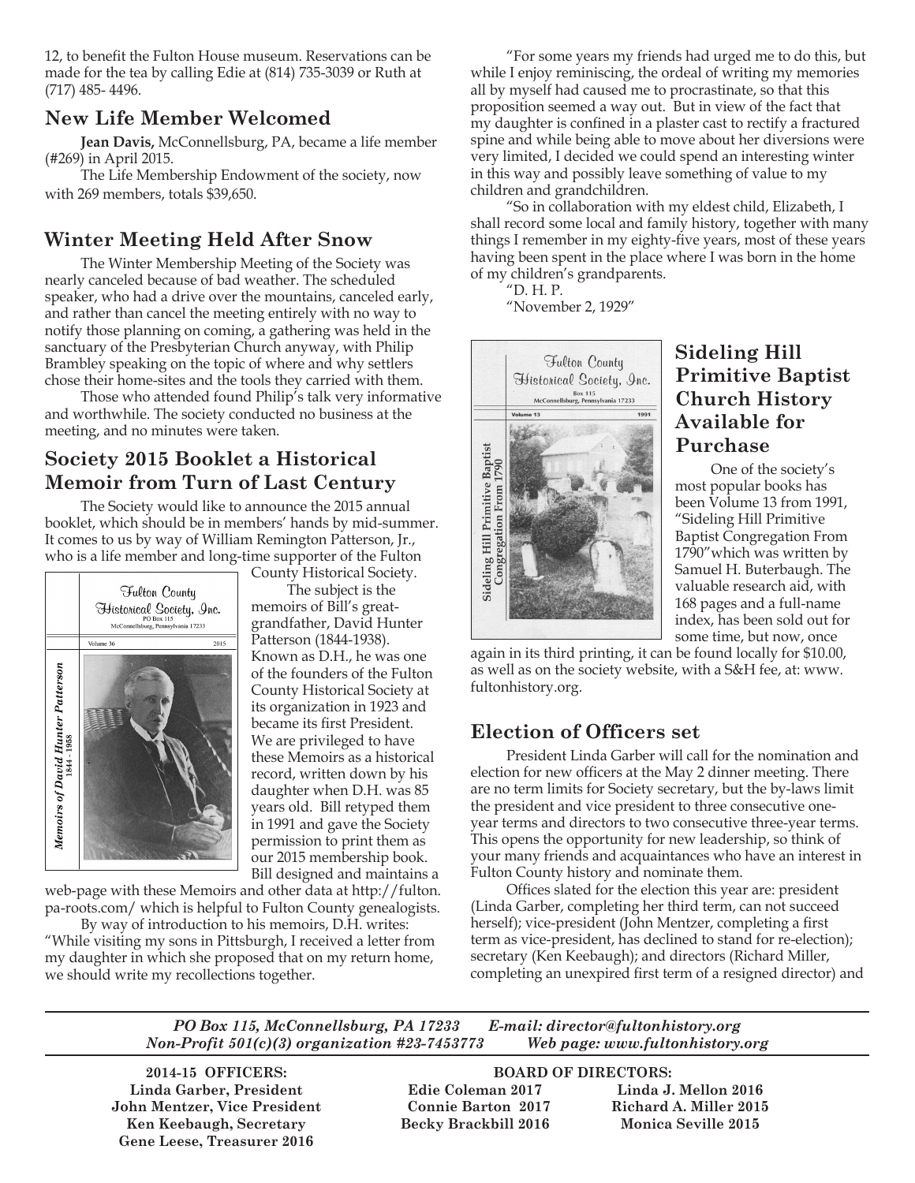12, to benefit the Fulton House museum. Reservations can be made for the tea by calling Edie at (814) 735-3039 or Ruth at (717) 485- 4496.

## New Life Member Welcomed

**Jean Davis,** McConnellsburg, PA, became a life member (#269) in April 2015.

The Life Membership Endowment of the society, now with 269 members, totals $39,650.

## Winter Meeting Held After Snow

The Winter Membership Meeting of the Society was nearly canceled because of bad weather. The scheduled speaker, who had a drive over the mountains, canceled early, and rather than cancel the meeting entirely with no way to notify those planning on coming, a gathering was held in the sanctuary of the Presbyterian Church anyway, with Philip Brambley speaking on the topic of where and why settlers chose their home-sites and the tools they carried with them.

Those who attended found Philip's talk very informative and worthwhile. The society conducted no business at the meeting, and no minutes were taken.

## Society 2015 Booklet a Historical Memoir from Turn of Last Century

The Society would like to announce the 2015 annual booklet, which should be in members' hands by mid-summer. It comes to us by way of William Remington Patterson, Jr., who is a life member and long-time supporter of the Fulton County Historical Society.

Fulton County Historical Society, Inc. PO Box 115 McConnellsburg, Pennsylvania 17233 Volume 36 2015 *Memoirs of David Hunter Patterson* 1844 - 1958

The subject is the memoirs of Bill's great-grandfather, David Hunter Patterson (1844-1938). Known as D.H., he was one of the founders of the Fulton County Historical Society at its organization in 1923 and became its first President. We are privileged to have these Memoirs as a historical record, written down by his daughter when D.H. was 85 years old. Bill retyped them in 1991 and gave the Society permission to print them as our 2015 membership book. Bill designed and maintains a web-page with these Memoirs and other data at http://fulton.pa-roots.com/ which is helpful to Fulton County genealogists.

By way of introduction to his memoirs, D.H. writes: "While visiting my sons in Pittsburgh, I received a letter from my daughter in which she proposed that on my return home, we should write my recollections together.

"For some years my friends had urged me to do this, but while I enjoy reminiscing, the ordeal of writing my memories all by myself had caused me to procrastinate, so that this proposition seemed a way out. But in view of the fact that my daughter is confined in a plaster cast to rectify a fractured spine and while being able to move about her diversions were very limited, I decided we could spend an interesting winter in this way and possibly leave something of value to my children and grandchildren.

"So in collaboration with my eldest child, Elizabeth, I shall record some local and family history, together with many things I remember in my eighty-five years, most of these years having been spent in the place where I was born in the home of my children's grandparents.

"D. H. P.

"November 2, 1929"

## Sideling Hill Primitive Baptist Church History Available for Purchase

Fulton County Historical Society, Inc. Box 115 McConnellsburg, Pennsylvania 17233 Volume 13 1991 Sideling Hill Primitive Baptist Congregation From 1790

One of the society's most popular books has been Volume 13 from 1991, "Sideling Hill Primitive Baptist Congregation From 1790"which was written by Samuel H. Buterbaugh. The valuable research aid, with 168 pages and a full-name index, has been sold out for some time, but now, once again in its third printing, it can be found locally for $10.00, as well as on the society website, with a S&H fee, at: www.fultonhistory.org.

## Election of Officers set

President Linda Garber will call for the nomination and election for new officers at the May 2 dinner meeting. There are no term limits for Society secretary, but the by-laws limit the president and vice president to three consecutive one-year terms and directors to two consecutive three-year terms. This opens the opportunity for new leadership, so think of your many friends and acquaintances who have an interest in Fulton County history and nominate them.

Offices slated for the election this year are: president (Linda Garber, completing her third term, can not succeed herself); vice-president (John Mentzer, completing a first term as vice-president, has declined to stand for re-election); secretary (Ken Keebaugh); and directors (Richard Miller, completing an unexpired first term of a resigned director) and

---

***PO Box 115, McConnellsburg, PA 17233 E-mail: director@fultonhistory.org***
***Non-Profit 501(c)(3) organization #23-7453773 Web page: www.fultonhistory.org***

**2014-15 OFFICERS:**
**Linda Garber, President**
**John Mentzer, Vice President**
**Ken Keebaugh, Secretary**
**Gene Leese, Treasurer 2016**

**BOARD OF DIRECTORS:**
**Edie Coleman 2017**
**Connie Barton 2017**
**Becky Brackbill 2016**
**Linda J. Mellon 2016**
**Richard A. Miller 2015**
**Monica Seville 2015**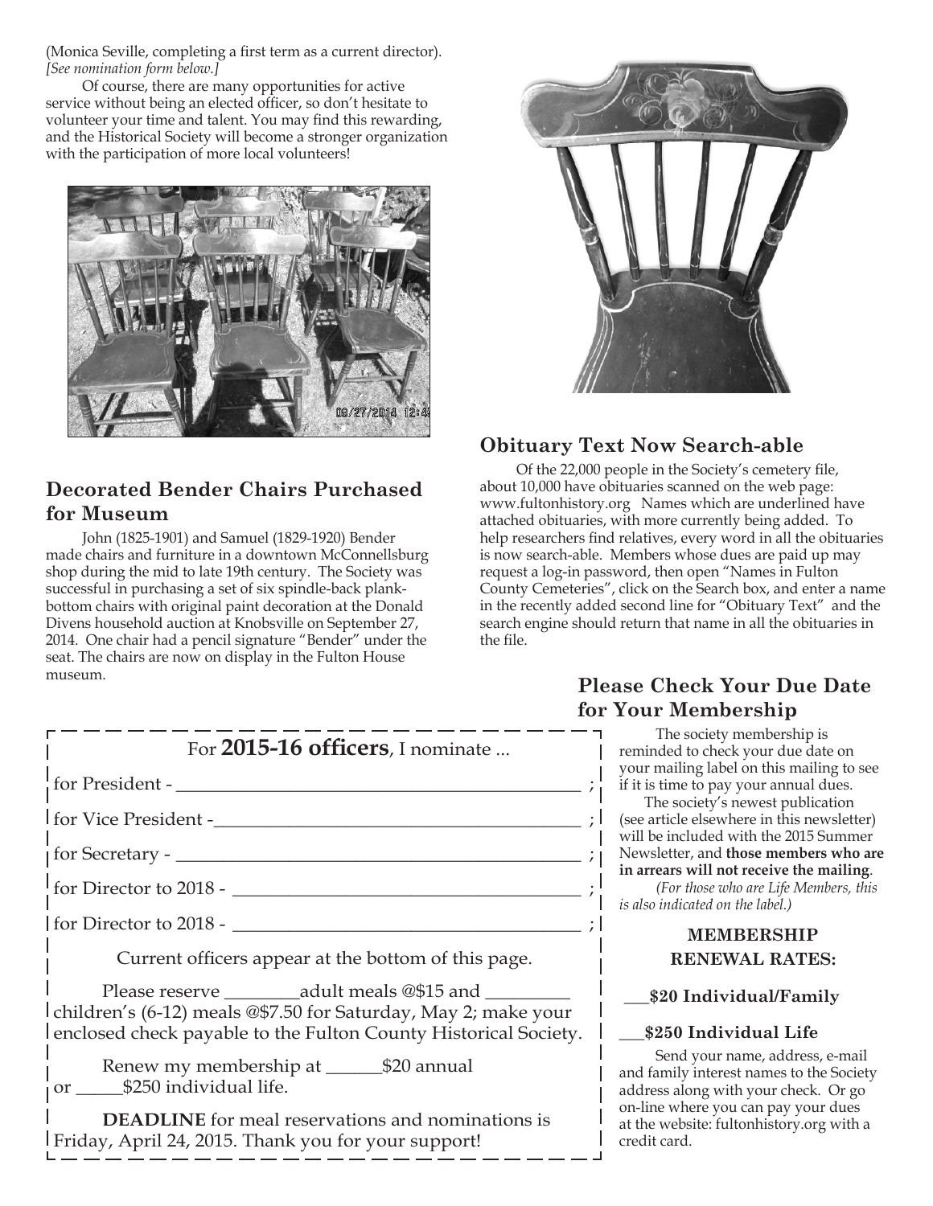(Monica Seville, completing a first term as a current director). *[See nomination form below.]*

Of course, there are many opportunities for active service without being an elected officer, so don't hesitate to volunteer your time and talent. You may find this rewarding, and the Historical Society will become a stronger organization with the participation of more local volunteers!

## Decorated Bender Chairs Purchased for Museum

John (1825-1901) and Samuel (1829-1920) Bender made chairs and furniture in a downtown McConnellsburg shop during the mid to late 19th century. The Society was successful in purchasing a set of six spindle-back plank-bottom chairs with original paint decoration at the Donald Divens household auction at Knobsville on September 27, 2014. One chair had a pencil signature "Bender" under the seat. The chairs are now on display in the Fulton House museum.

## Obituary Text Now Search-able

Of the 22,000 people in the Society's cemetery file, about 10,000 have obituaries scanned on the web page: www.fultonhistory.org Names which are underlined have attached obituaries, with more currently being added. To help researchers find relatives, every word in all the obituaries is now search-able. Members whose dues are paid up may request a log-in password, then open "Names in Fulton County Cemeteries", click on the Search box, and enter a name in the recently added second line for "Obituary Text" and the search engine should return that name in all the obituaries in the file.

---

For **2015-16 officers**, I nominate ...

for President - ____________________________________________ ;

for Vice President -_________________________________________ ;

for Secretary - _____________________________________________ ;

for Director to 2018 - _______________________________________ ;

for Director to 2018 - _______________________________________ ;

Current officers appear at the bottom of this page.

Please reserve ________adult meals @$15 and _________ children's (6-12) meals @$7.50 for Saturday, May 2; make your enclosed check payable to the Fulton County Historical Society.

Renew my membership at ______$20 annual or _____$250 individual life.

**DEADLINE** for meal reservations and nominations is Friday, April 24, 2015. Thank you for your support!

---

## Please Check Your Due Date for Your Membership

The society membership is reminded to check your due date on your mailing label on this mailing to see if it is time to pay your annual dues.

The society's newest publication (see article elsewhere in this newsletter) will be included with the 2015 Summer Newsletter, and **those members who are in arrears will not receive the mailing**.

*(For those who are Life Members, this is also indicated on the label.)*

**MEMBERSHIP RENEWAL RATES:**

**___$20 Individual/Family**

**___$250 Individual Life**

Send your name, address, e-mail and family interest names to the Society address along with your check. Or go on-line where you can pay your dues at the website: fultonhistory.org with a credit card.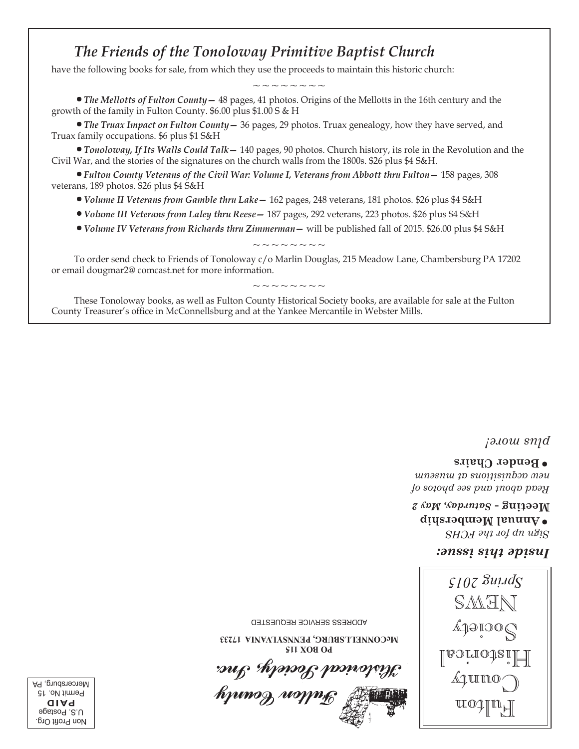## *The Friends of the Tonoloway Primitive Baptist Church*

have the following books for sale, from which they use the proceeds to maintain this historic church:

~ ~ ~ ~ ~ ~ ~ ~

- ***The Mellotts of Fulton County*—** 48 pages, 41 photos. Origins of the Mellotts in the 16th century and the growth of the family in Fulton County. $6.00 plus $1.00 S & H
- ***The Truax Impact on Fulton County*—** 36 pages, 29 photos. Truax genealogy, how they have served, and Truax family occupations. $6 plus $1 S&H
- ***Tonoloway, If Its Walls Could Talk*—** 140 pages, 90 photos. Church history, its role in the Revolution and the Civil War, and the stories of the signatures on the church walls from the 1800s. $26 plus $4 S&H.
- ***Fulton County Veterans of the Civil War: Volume I, Veterans from Abbott thru Fulton*—** 158 pages, 308 veterans, 189 photos. $26 plus $4 S&H
- ***Volume II Veterans from Gamble thru Lake*—** 162 pages, 248 veterans, 181 photos. $26 plus $4 S&H
- ***Volume III Veterans from Laley thru Reese*—** 187 pages, 292 veterans, 223 photos. $26 plus $4 S&H
- ***Volume IV Veterans from Richards thru Zimmerman*—** will be published fall of 2015. $26.00 plus $4 S&H

~ ~ ~ ~ ~ ~ ~ ~

To order send check to Friends of Tonoloway c/o Marlin Douglas, 215 Meadow Lane, Chambersburg PA 17202 or email dougmar2@ comcast.net for more information.

~ ~ ~ ~ ~ ~ ~ ~

These Tonoloway books, as well as Fulton County Historical Society books, are available for sale at the Fulton County Treasurer's office in McConnellsburg and at the Yankee Mercantile in Webster Mills.

---

Fulton County Historical Society NEWS

*Spring 2015*

***Inside this issue:***

*Sign up for the FCHS*

- **Annual Membership Meeting -** ***Saturday, May 2***

*Read about and see photos of new acquisitions at museum*

- **Bender Chairs**

*plus more!*

Fulton County Historical Society, Inc.

PO BOX 115

McCONNELLSBURG, PENNSYLVANIA 17233

ADDRESS SERVICE REQUESTED

Non Profit Org.
U.S. Postage
PAID
Permit No. 15
Mercersburg, PA